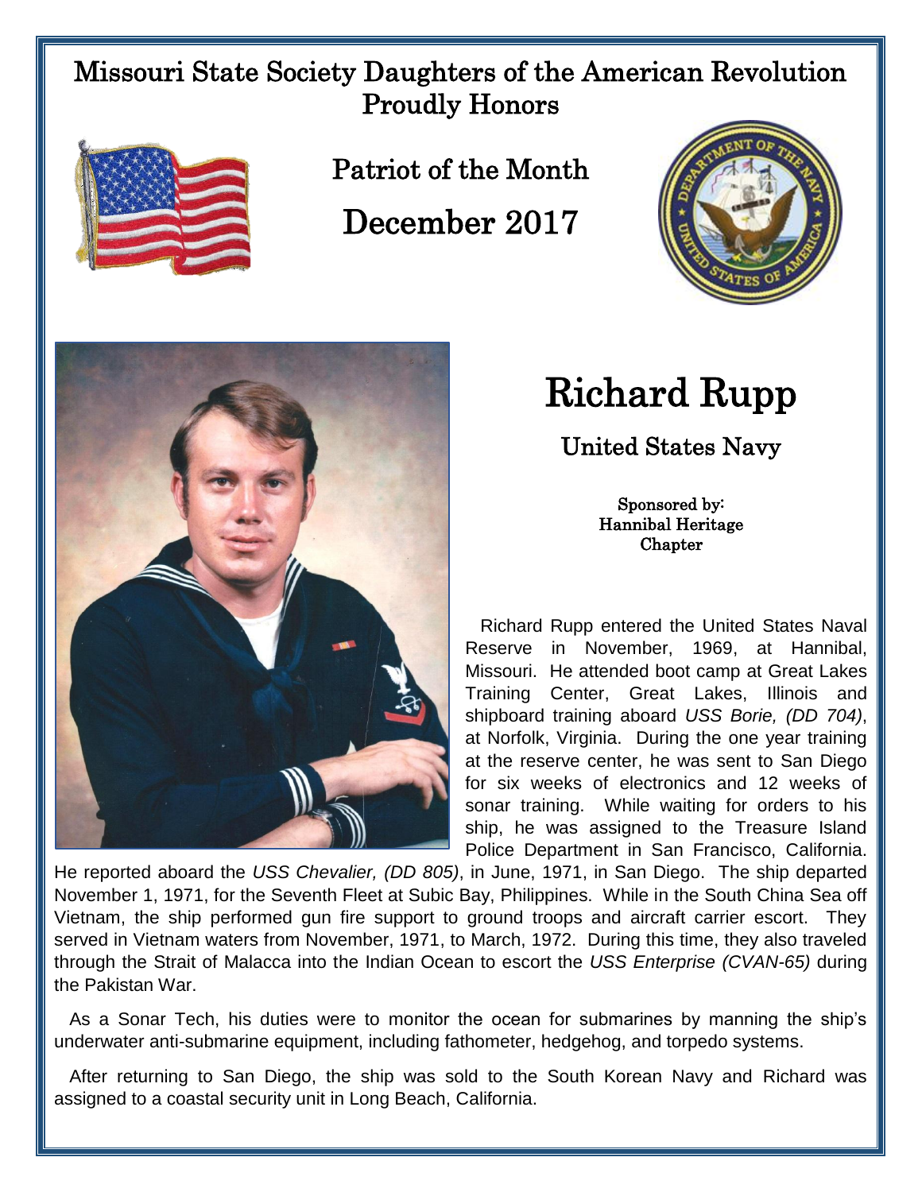# Missouri State Society Daughters of the American Revolution Proudly Honors

## Patriot of the Month

## December 2017

# Richard Rupp

### United States Navy

**Sponsored by:**
**Hannibal Heritage Chapter**

Richard Rupp entered the United States Naval Reserve in November, 1969, at Hannibal, Missouri. He attended boot camp at Great Lakes Training Center, Great Lakes, Illinois and shipboard training aboard *USS Borie, (DD 704)*, at Norfolk, Virginia. During the one year training at the reserve center, he was sent to San Diego for six weeks of electronics and 12 weeks of sonar training. While waiting for orders to his ship, he was assigned to the Treasure Island Police Department in San Francisco, California. He reported aboard the *USS Chevalier, (DD 805)*, in June, 1971, in San Diego. The ship departed November 1, 1971, for the Seventh Fleet at Subic Bay, Philippines. While in the South China Sea off Vietnam, the ship performed gun fire support to ground troops and aircraft carrier escort. They served in Vietnam waters from November, 1971, to March, 1972. During this time, they also traveled through the Strait of Malacca into the Indian Ocean to escort the *USS Enterprise (CVAN-65)* during the Pakistan War.

As a Sonar Tech, his duties were to monitor the ocean for submarines by manning the ship's underwater anti-submarine equipment, including fathometer, hedgehog, and torpedo systems.

After returning to San Diego, the ship was sold to the South Korean Navy and Richard was assigned to a coastal security unit in Long Beach, California.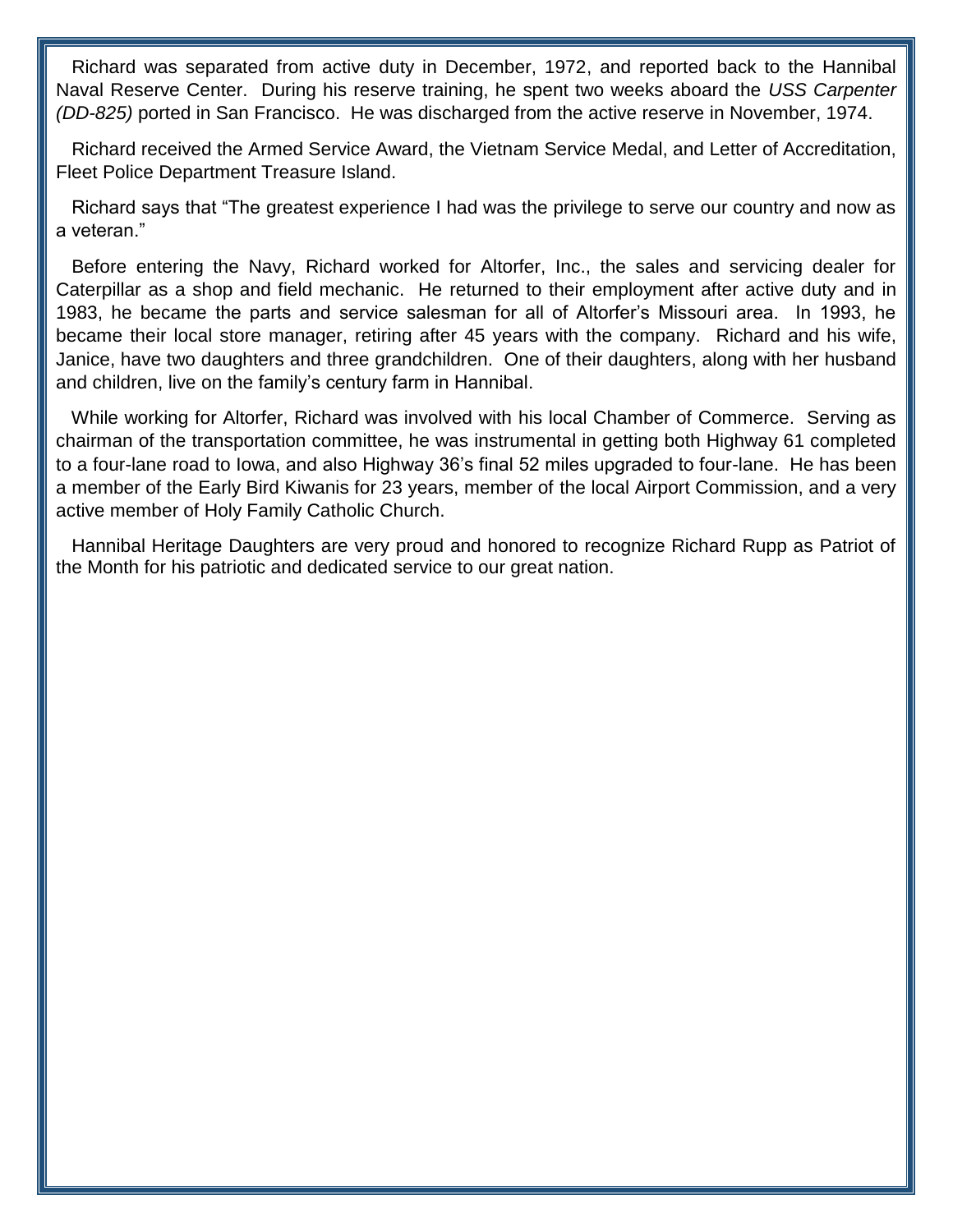Richard was separated from active duty in December, 1972, and reported back to the Hannibal Naval Reserve Center. During his reserve training, he spent two weeks aboard the *USS Carpenter (DD-825)* ported in San Francisco. He was discharged from the active reserve in November, 1974.

Richard received the Armed Service Award, the Vietnam Service Medal, and Letter of Accreditation, Fleet Police Department Treasure Island.

Richard says that "The greatest experience I had was the privilege to serve our country and now as a veteran."

Before entering the Navy, Richard worked for Altorfer, Inc., the sales and servicing dealer for Caterpillar as a shop and field mechanic. He returned to their employment after active duty and in 1983, he became the parts and service salesman for all of Altorfer's Missouri area. In 1993, he became their local store manager, retiring after 45 years with the company. Richard and his wife, Janice, have two daughters and three grandchildren. One of their daughters, along with her husband and children, live on the family's century farm in Hannibal.

While working for Altorfer, Richard was involved with his local Chamber of Commerce. Serving as chairman of the transportation committee, he was instrumental in getting both Highway 61 completed to a four-lane road to Iowa, and also Highway 36's final 52 miles upgraded to four-lane. He has been a member of the Early Bird Kiwanis for 23 years, member of the local Airport Commission, and a very active member of Holy Family Catholic Church.

Hannibal Heritage Daughters are very proud and honored to recognize Richard Rupp as Patriot of the Month for his patriotic and dedicated service to our great nation.